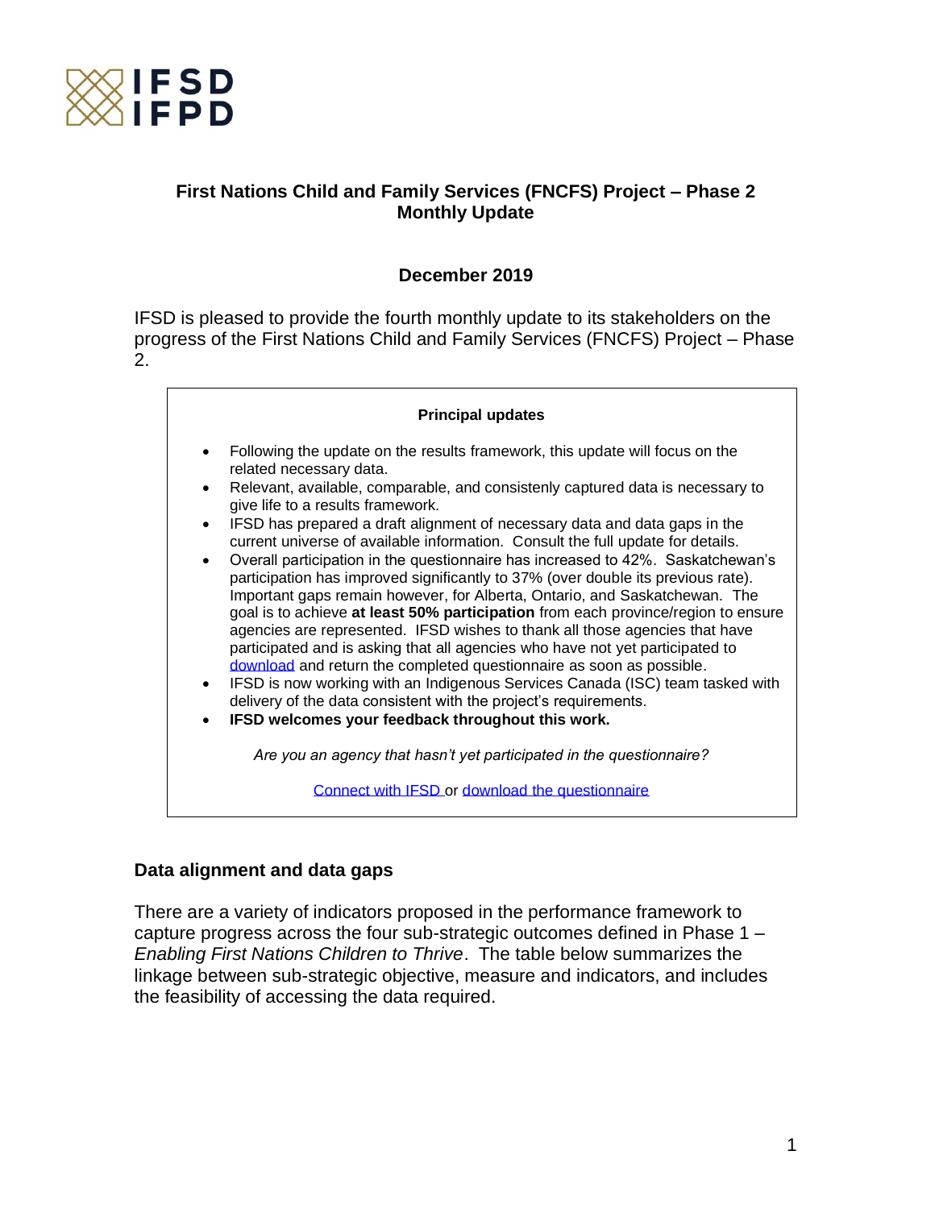IFSD
IFPD

## First Nations Child and Family Services (FNCFS) Project – Phase 2 Monthly Update

### December 2019

IFSD is pleased to provide the fourth monthly update to its stakeholders on the progress of the First Nations Child and Family Services (FNCFS) Project – Phase 2.

**Principal updates**

- Following the update on the results framework, this update will focus on the related necessary data.
- Relevant, available, comparable, and consistenly captured data is necessary to give life to a results framework.
- IFSD has prepared a draft alignment of necessary data and data gaps in the current universe of available information. Consult the full update for details.
- Overall participation in the questionnaire has increased to 42%. Saskatchewan's participation has improved significantly to 37% (over double its previous rate). Important gaps remain however, for Alberta, Ontario, and Saskatchewan. The goal is to achieve **at least 50% participation** from each province/region to ensure agencies are represented. IFSD wishes to thank all those agencies that have participated and is asking that all agencies who have not yet participated to download and return the completed questionnaire as soon as possible.
- IFSD is now working with an Indigenous Services Canada (ISC) team tasked with delivery of the data consistent with the project's requirements.
- **IFSD welcomes your feedback throughout this work.**

*Are you an agency that hasn't yet participated in the questionnaire?*

Connect with IFSD or download the questionnaire

### Data alignment and data gaps

There are a variety of indicators proposed in the performance framework to capture progress across the four sub-strategic outcomes defined in Phase 1 – *Enabling First Nations Children to Thrive*. The table below summarizes the linkage between sub-strategic objective, measure and indicators, and includes the feasibility of accessing the data required.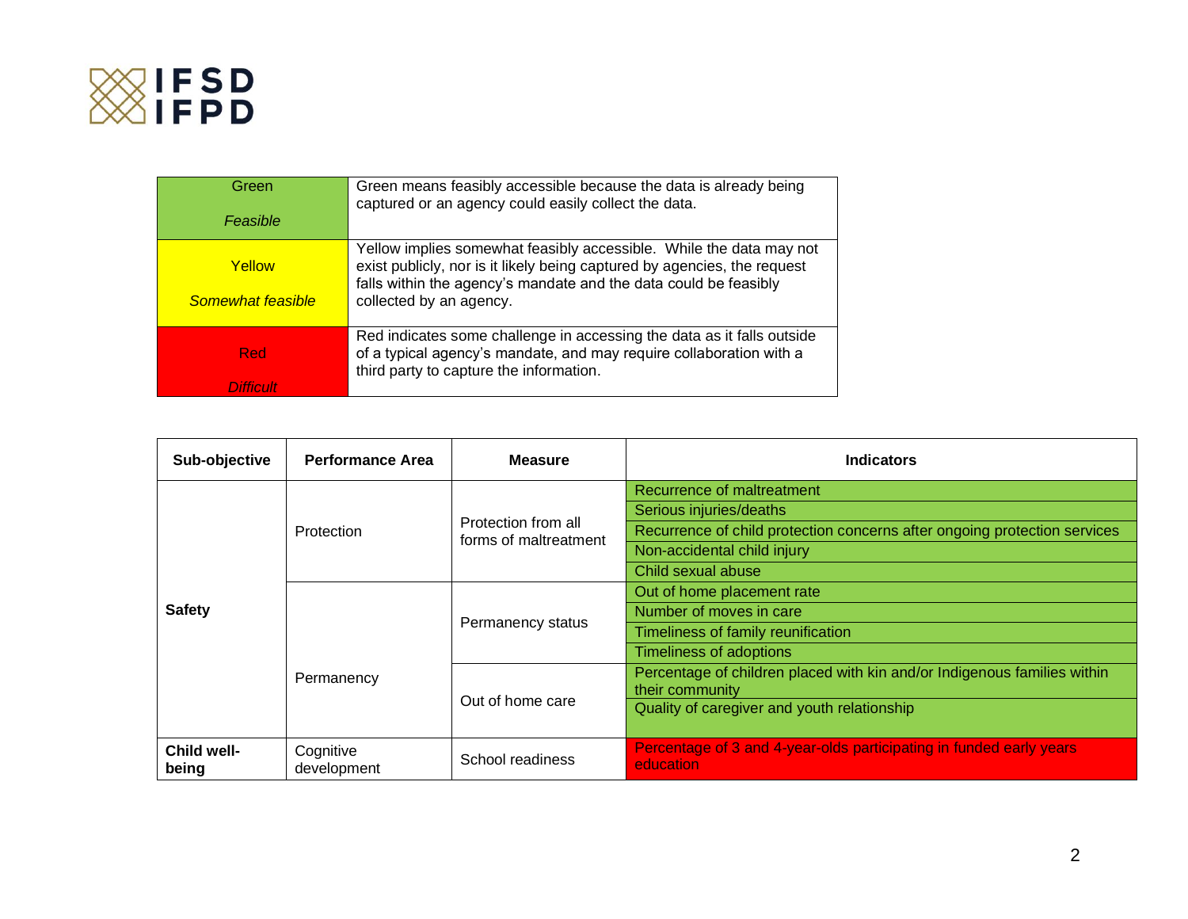| | |
|---|---|
| Green<br><br>*Feasible* | Green means feasibly accessible because the data is already being captured or an agency could easily collect the data. |
| Yellow<br><br>*Somewhat feasible* | Yellow implies somewhat feasibly accessible. While the data may not exist publicly, nor is it likely being captured by agencies, the request falls within the agency's mandate and the data could be feasibly collected by an agency. |
| Red<br><br>*Difficult* | Red indicates some challenge in accessing the data as it falls outside of a typical agency's mandate, and may require collaboration with a third party to capture the information. |

| **Sub-objective** | **Performance Area** | **Measure** | **Indicators** |
|---|---|---|---|
| **Safety** | Protection | Protection from all forms of maltreatment | Recurrence of maltreatment |
| | | | Serious injuries/deaths |
| | | | Recurrence of child protection concerns after ongoing protection services |
| | | | Non-accidental child injury |
| | | | Child sexual abuse |
| | Permanency | Permanency status | Out of home placement rate |
| | | | Number of moves in care |
| | | | Timeliness of family reunification |
| | | | Timeliness of adoptions |
| | | Out of home care | Percentage of children placed with kin and/or Indigenous families within their community |
| | | | Quality of caregiver and youth relationship |
| **Child well-being** | Cognitive development | School readiness | Percentage of 3 and 4-year-olds participating in funded early years education |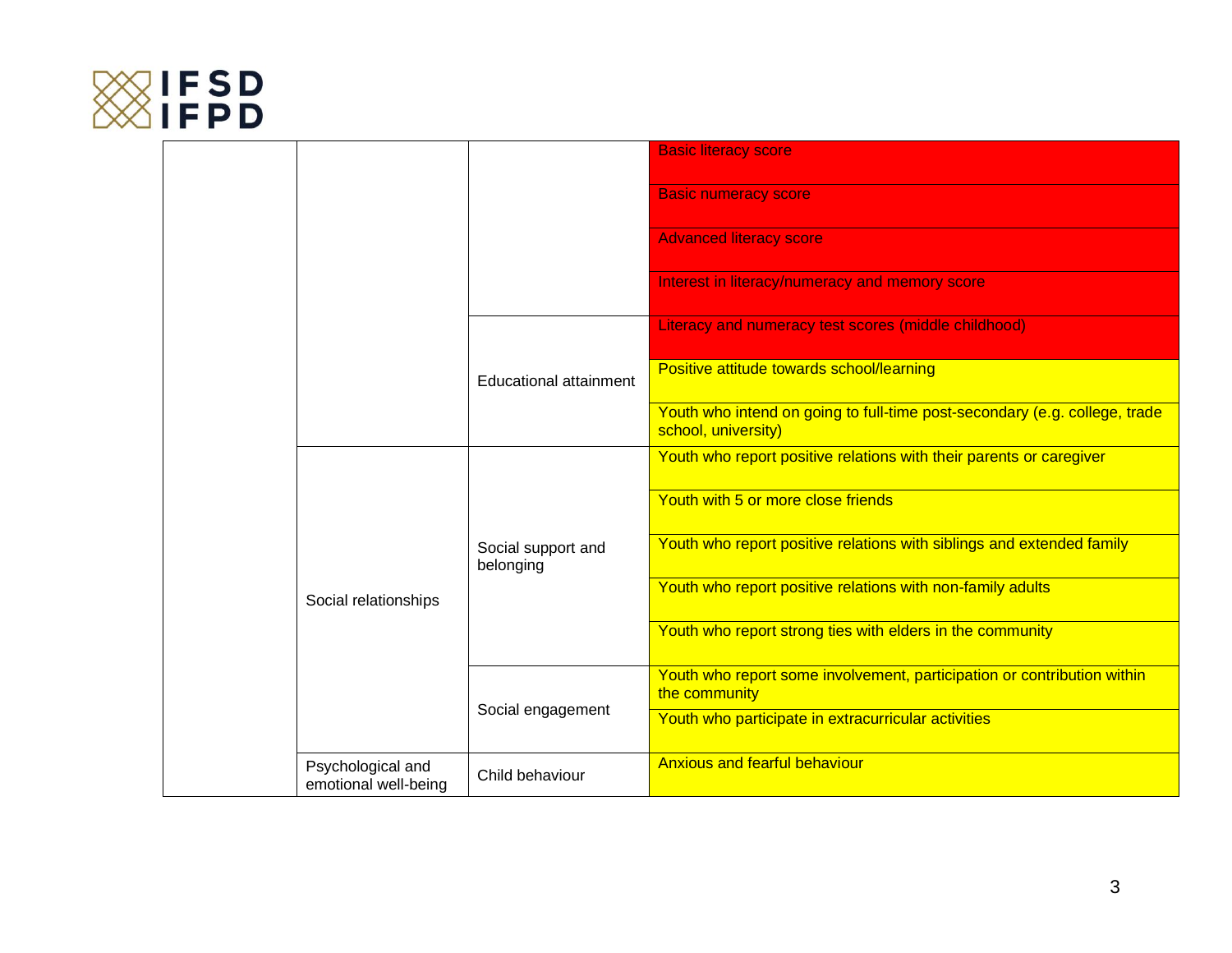| | | | |
|---|---|---|---|
| | | | Basic literacy score |
| | | | Basic numeracy score |
| | | | Advanced literacy score |
| | | | Interest in literacy/numeracy and memory score |
| | | Educational attainment | Literacy and numeracy test scores (middle childhood) |
| | | | Positive attitude towards school/learning |
| | | | Youth who intend on going to full-time post-secondary (e.g. college, trade school, university) |
| | Social relationships | Social support and belonging | Youth who report positive relations with their parents or caregiver |
| | | | Youth with 5 or more close friends |
| | | | Youth who report positive relations with siblings and extended family |
| | | | Youth who report positive relations with non-family adults |
| | | | Youth who report strong ties with elders in the community |
| | | Social engagement | Youth who report some involvement, participation or contribution within the community |
| | | | Youth who participate in extracurricular activities |
| | Psychological and emotional well-being | Child behaviour | Anxious and fearful behaviour |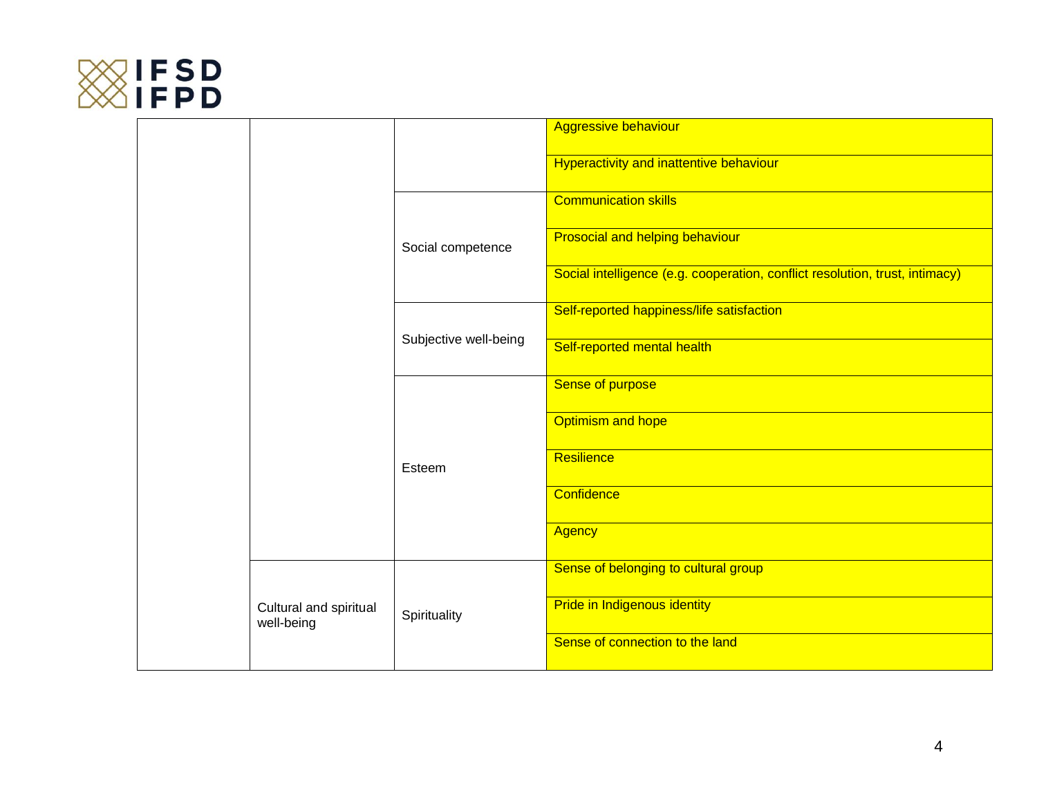| | | | |
|---|---|---|---|
| | | | Aggressive behaviour |
| | | | Hyperactivity and inattentive behaviour |
| | | Social competence | Communication skills |
| | | | Prosocial and helping behaviour |
| | | | Social intelligence (e.g. cooperation, conflict resolution, trust, intimacy) |
| | | Subjective well-being | Self-reported happiness/life satisfaction |
| | | | Self-reported mental health |
| | | Esteem | Sense of purpose |
| | | | Optimism and hope |
| | | | Resilience |
| | | | Confidence |
| | | | Agency |
| | Cultural and spiritual well-being | Spirituality | Sense of belonging to cultural group |
| | | | Pride in Indigenous identity |
| | | | Sense of connection to the land |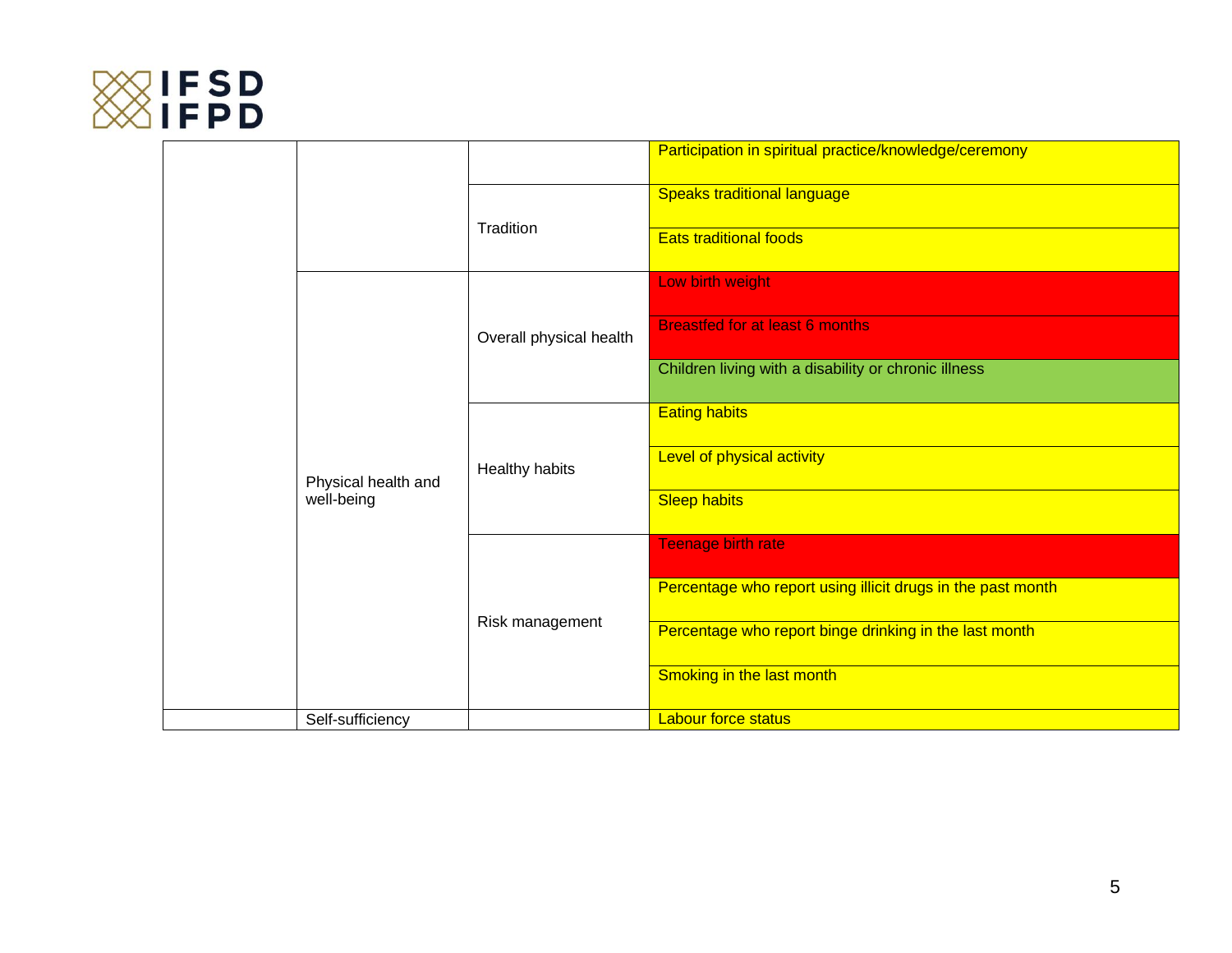| | | | |
|---|---|---|---|
| | | | Participation in spiritual practice/knowledge/ceremony |
| | | Tradition | Speaks traditional language |
| | | | Eats traditional foods |
| | Physical health and well-being | Overall physical health | Low birth weight |
| | | | Breastfed for at least 6 months |
| | | | Children living with a disability or chronic illness |
| | | Healthy habits | Eating habits |
| | | | Level of physical activity |
| | | | Sleep habits |
| | | Risk management | Teenage birth rate |
| | | | Percentage who report using illicit drugs in the past month |
| | | | Percentage who report binge drinking in the last month |
| | | | Smoking in the last month |
| | Self-sufficiency | | Labour force status |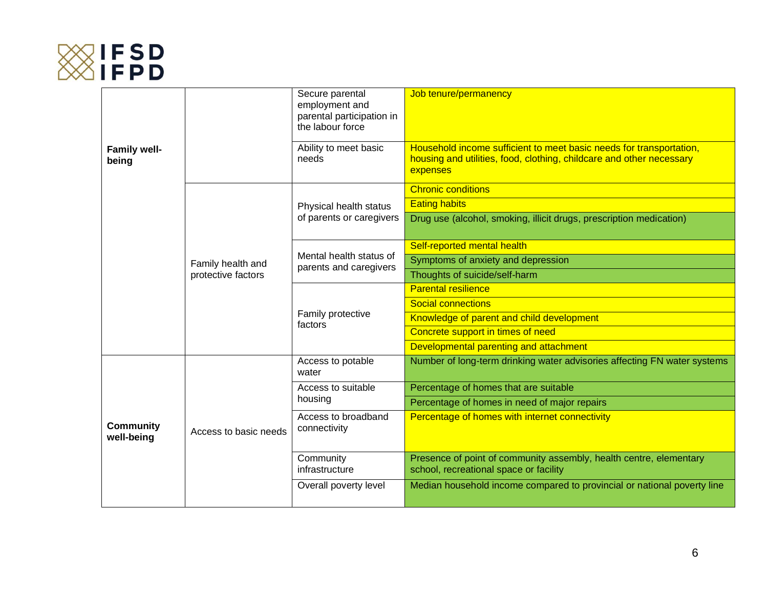| | | | |
|---|---|---|---|
| **Family well-being** | | Secure parental employment and parental participation in the labour force | Job tenure/permanency |
| | | Ability to meet basic needs | Household income sufficient to meet basic needs for transportation, housing and utilities, food, clothing, childcare and other necessary expenses |
| | Family health and protective factors | Physical health status of parents or caregivers | Chronic conditions |
| | | | Eating habits |
| | | | Drug use (alcohol, smoking, illicit drugs, prescription medication) |
| | | Mental health status of parents and caregivers | Self-reported mental health |
| | | | Symptoms of anxiety and depression |
| | | | Thoughts of suicide/self-harm |
| | | Family protective factors | Parental resilience |
| | | | Social connections |
| | | | Knowledge of parent and child development |
| | | | Concrete support in times of need |
| | | | Developmental parenting and attachment |
| **Community well-being** | Access to basic needs | Access to potable water | Number of long-term drinking water advisories affecting FN water systems |
| | | Access to suitable housing | Percentage of homes that are suitable |
| | | | Percentage of homes in need of major repairs |
| | | Access to broadband connectivity | Percentage of homes with internet connectivity |
| | | Community infrastructure | Presence of point of community assembly, health centre, elementary school, recreational space or facility |
| | | Overall poverty level | Median household income compared to provincial or national poverty line |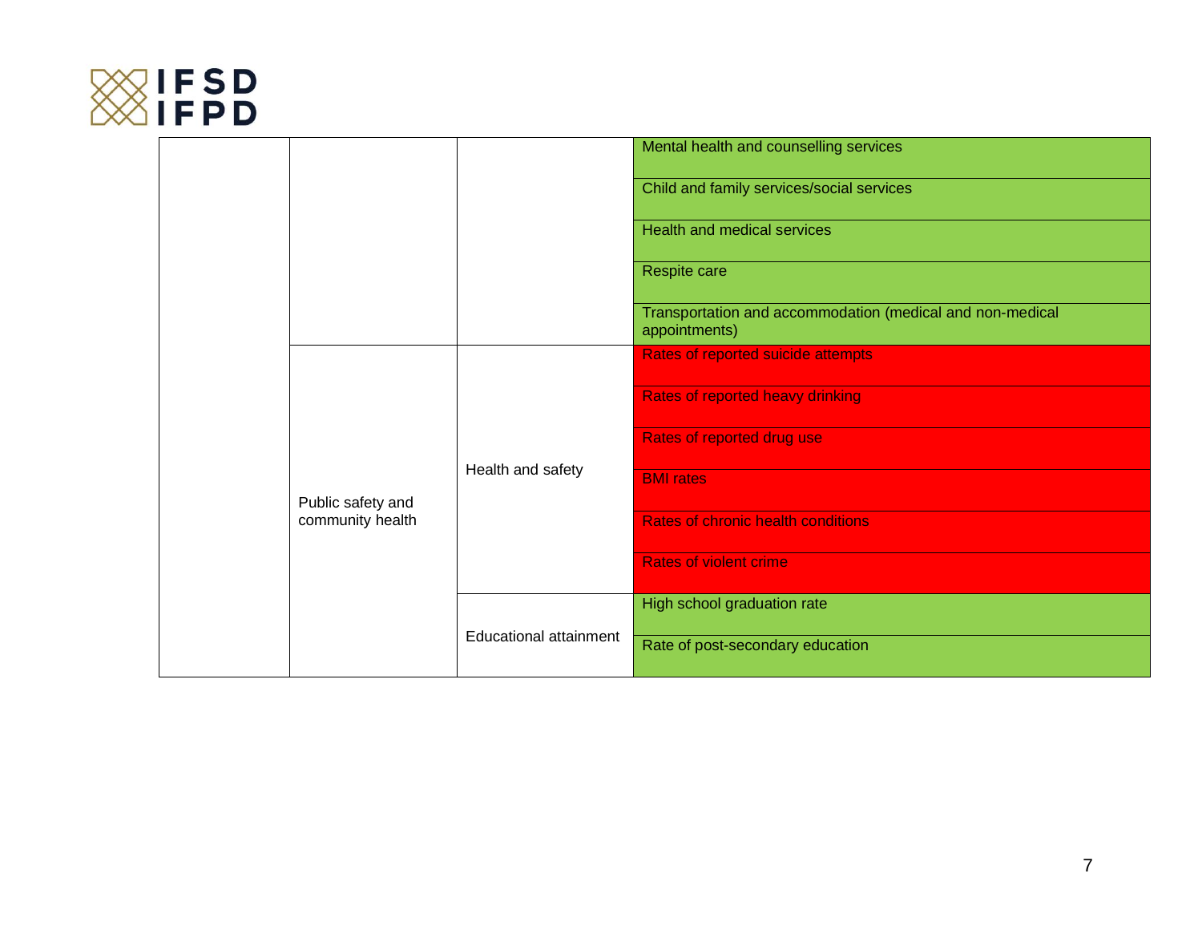| | | | |
|---|---|---|---|
| | | | Mental health and counselling services |
| | | | Child and family services/social services |
| | | | Health and medical services |
| | | | Respite care |
| | | | Transportation and accommodation (medical and non-medical appointments) |
| | Public safety and community health | Health and safety | Rates of reported suicide attempts |
| | | | Rates of reported heavy drinking |
| | | | Rates of reported drug use |
| | | | BMI rates |
| | | | Rates of chronic health conditions |
| | | | Rates of violent crime |
| | | Educational attainment | High school graduation rate |
| | | | Rate of post-secondary education |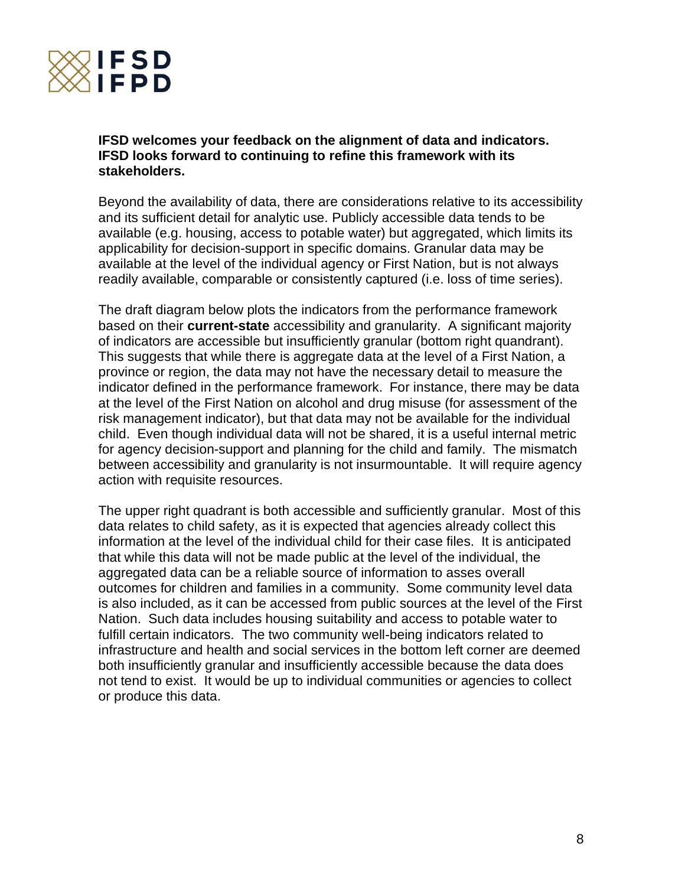**IFSD welcomes your feedback on the alignment of data and indicators. IFSD looks forward to continuing to refine this framework with its stakeholders.**

Beyond the availability of data, there are considerations relative to its accessibility and its sufficient detail for analytic use. Publicly accessible data tends to be available (e.g. housing, access to potable water) but aggregated, which limits its applicability for decision-support in specific domains. Granular data may be available at the level of the individual agency or First Nation, but is not always readily available, comparable or consistently captured (i.e. loss of time series).

The draft diagram below plots the indicators from the performance framework based on their **current-state** accessibility and granularity. A significant majority of indicators are accessible but insufficiently granular (bottom right quadrant). This suggests that while there is aggregate data at the level of a First Nation, a province or region, the data may not have the necessary detail to measure the indicator defined in the performance framework. For instance, there may be data at the level of the First Nation on alcohol and drug misuse (for assessment of the risk management indicator), but that data may not be available for the individual child. Even though individual data will not be shared, it is a useful internal metric for agency decision-support and planning for the child and family. The mismatch between accessibility and granularity is not insurmountable. It will require agency action with requisite resources.

The upper right quadrant is both accessible and sufficiently granular. Most of this data relates to child safety, as it is expected that agencies already collect this information at the level of the individual child for their case files. It is anticipated that while this data will not be made public at the level of the individual, the aggregated data can be a reliable source of information to asses overall outcomes for children and families in a community. Some community level data is also included, as it can be accessed from public sources at the level of the First Nation. Such data includes housing suitability and access to potable water to fulfill certain indicators. The two community well-being indicators related to infrastructure and health and social services in the bottom left corner are deemed both insufficiently granular and insufficiently accessible because the data does not tend to exist. It would be up to individual communities or agencies to collect or produce this data.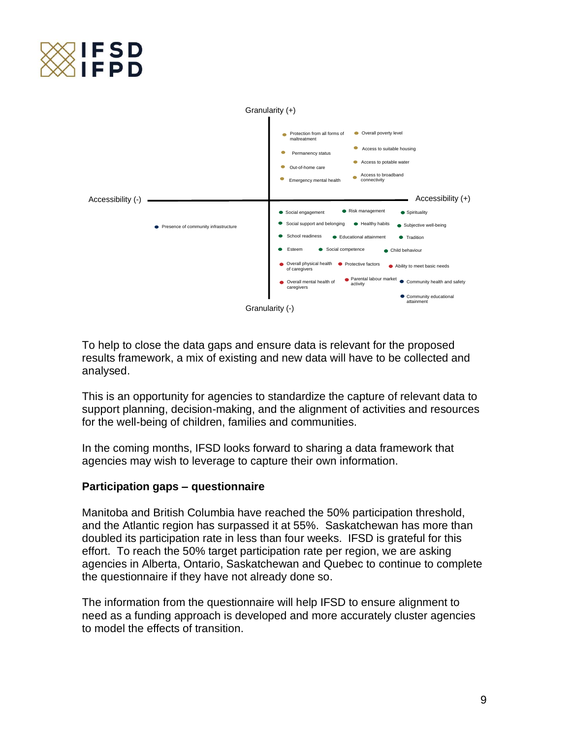Granularity (+)

Accessibility (-) — Accessibility (+)

Granularity (-)

- Protection from all forms of maltreatment
- Permanency status
- Out-of-home care
- Emergency mental health
- Overall poverty level
- Access to suitable housing
- Access to potable water
- Access to broadband connectivity
- Presence of community infrastructure
- Social engagement
- Risk management
- Spirituality
- Social support and belonging
- Healthy habits
- Subjective well-being
- School readiness
- Educational attainment
- Tradition
- Esteem
- Social competence
- Child behaviour
- Overall physical health of caregivers
- Protective factors
- Ability to meet basic needs
- Overall mental health of caregivers
- Parental labour market activity
- Community health and safety
- Community educational attainment

To help to close the data gaps and ensure data is relevant for the proposed results framework, a mix of existing and new data will have to be collected and analysed.

This is an opportunity for agencies to standardize the capture of relevant data to support planning, decision-making, and the alignment of activities and resources for the well-being of children, families and communities.

In the coming months, IFSD looks forward to sharing a data framework that agencies may wish to leverage to capture their own information.

**Participation gaps – questionnaire**

Manitoba and British Columbia have reached the 50% participation threshold, and the Atlantic region has surpassed it at 55%. Saskatchewan has more than doubled its participation rate in less than four weeks. IFSD is grateful for this effort. To reach the 50% target participation rate per region, we are asking agencies in Alberta, Ontario, Saskatchewan and Quebec to continue to complete the questionnaire if they have not already done so.

The information from the questionnaire will help IFSD to ensure alignment to need as a funding approach is developed and more accurately cluster agencies to model the effects of transition.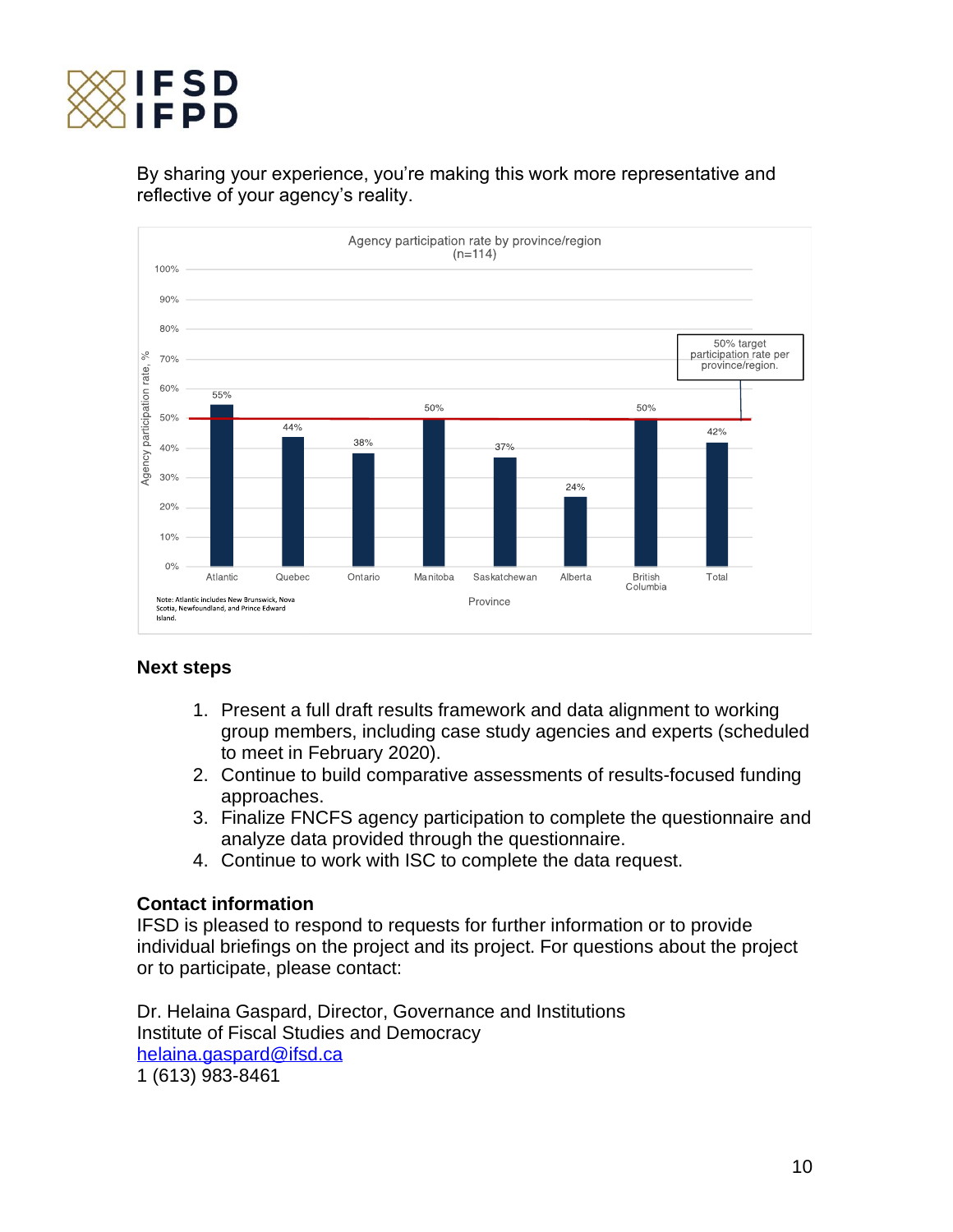By sharing your experience, you're making this work more representative and reflective of your agency's reality.

Agency participation rate by province/region
(n=114)

100%
90%
80%
70%
60%
50%
40%
30%
20%
10%
0%

Agency participation rate, %

55%
44%
38%
50%
37%
24%
50%
42%

Atlantic
Quebec
Ontario
Manitoba
Saskatchewan
Alberta
British Columbia
Total

Province

50% target participation rate per province/region.

Note: Atlantic includes New Brunswick, Nova Scotia, Newfoundland, and Prince Edward Island.

**Next steps**

1. Present a full draft results framework and data alignment to working group members, including case study agencies and experts (scheduled to meet in February 2020).
2. Continue to build comparative assessments of results-focused funding approaches.
3. Finalize FNCFS agency participation to complete the questionnaire and analyze data provided through the questionnaire.
4. Continue to work with ISC to complete the data request.

**Contact information**

IFSD is pleased to respond to requests for further information or to provide individual briefings on the project and its project. For questions about the project or to participate, please contact:

Dr. Helaina Gaspard, Director, Governance and Institutions
Institute of Fiscal Studies and Democracy
helaina.gaspard@ifsd.ca
1 (613) 983-8461